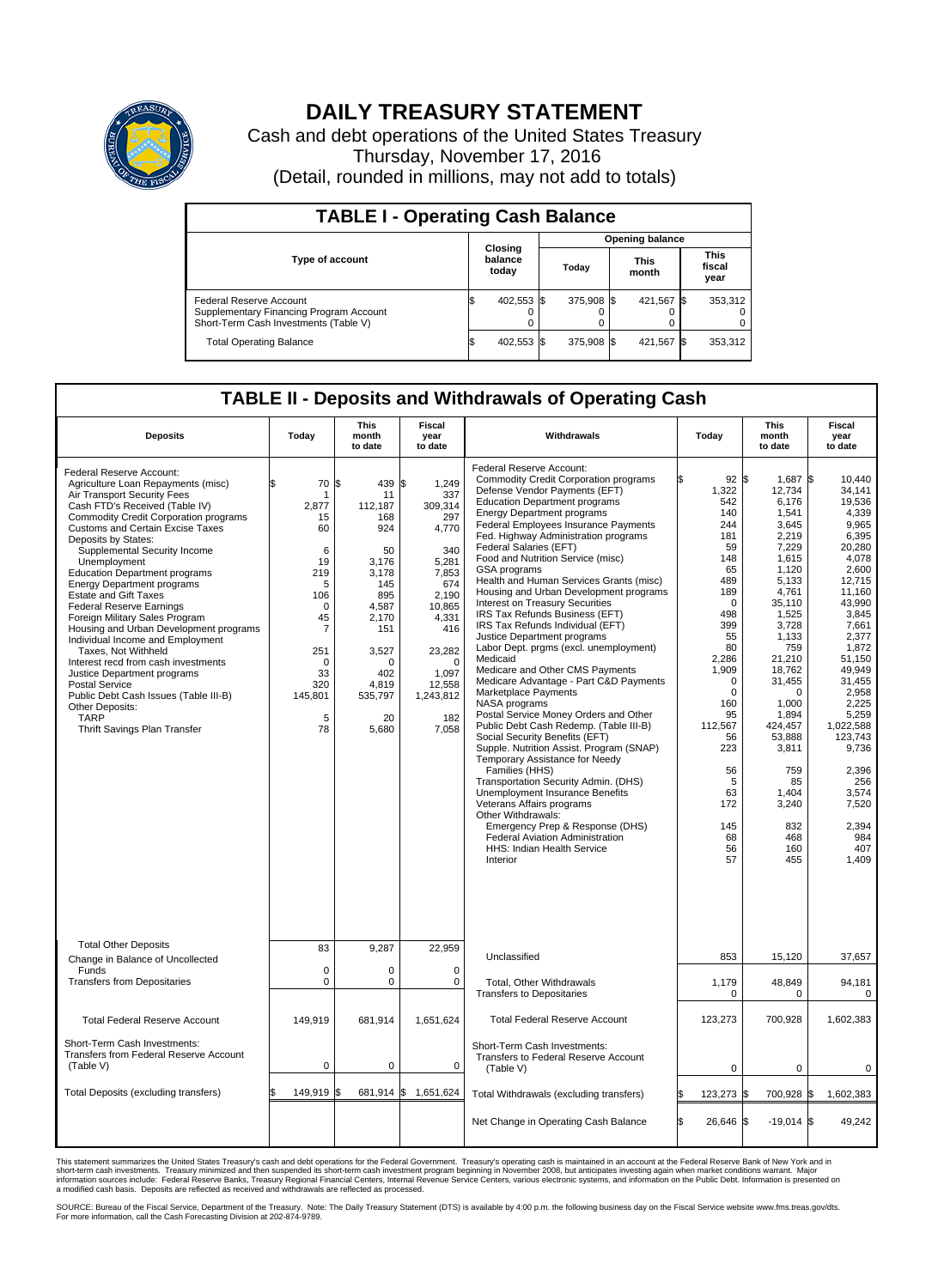# DAILY TREASURY STATEMENT

Cash and debt operations of the United States Treasury
Thursday, November 17, 2016
(Detail, rounded in millions, may not add to totals)

| TABLE I - Operating Cash Balance | | | | |
|---|---|---|---|---|
| Type of account | Closing balance today | Opening balance | | |
| | | Today | This month | This fiscal year |
| Federal Reserve Account | $ 402,553 | $ 375,908 | $ 421,567 | $ 353,312 |
| Supplementary Financing Program Account | 0 | 0 | 0 | 0 |
| Short-Term Cash Investments (Table V) | 0 | 0 | 0 | 0 |
| Total Operating Balance | $ 402,553 | $ 375,908 | $ 421,567 | $ 353,312 |

## TABLE II - Deposits and Withdrawals of Operating Cash

| Deposits | Today | This month to date | Fiscal year to date |
|---|---|---|---|
| Federal Reserve Account: | | | |
| Agriculture Loan Repayments (misc) | $ 70 | $ 439 | $ 1,249 |
| Air Transport Security Fees | 1 | 11 | 337 |
| Cash FTD's Received (Table IV) | 2,877 | 112,187 | 309,314 |
| Commodity Credit Corporation programs | 15 | 168 | 297 |
| Customs and Certain Excise Taxes | 60 | 924 | 4,770 |
| Deposits by States: | | | |
| Supplemental Security Income | 6 | 50 | 340 |
| Unemployment | 19 | 3,176 | 5,281 |
| Education Department programs | 219 | 3,178 | 7,853 |
| Energy Department programs | 5 | 145 | 674 |
| Estate and Gift Taxes | 106 | 895 | 2,190 |
| Federal Reserve Earnings | 0 | 4,587 | 10,865 |
| Foreign Military Sales Program | 45 | 2,170 | 4,331 |
| Housing and Urban Development programs | 7 | 151 | 416 |
| Individual Income and Employment Taxes, Not Withheld | 251 | 3,527 | 23,282 |
| Interest recd from cash investments | 0 | 0 | 0 |
| Justice Department programs | 33 | 402 | 1,097 |
| Postal Service | 320 | 4,819 | 12,558 |
| Public Debt Cash Issues (Table III-B) | 145,801 | 535,797 | 1,243,812 |
| Other Deposits: | | | |
| TARP | 5 | 20 | 182 |
| Thrift Savings Plan Transfer | 78 | 5,680 | 7,058 |
| Total Other Deposits | 83 | 9,287 | 22,959 |
| Change in Balance of Uncollected Funds | 0 | 0 | 0 |
| Transfers from Depositaries | 0 | 0 | 0 |
| Total Federal Reserve Account | 149,919 | 681,914 | 1,651,624 |
| Short-Term Cash Investments: Transfers from Federal Reserve Account (Table V) | 0 | 0 | 0 |
| Total Deposits (excluding transfers) | $ 149,919 | $ 681,914 | $ 1,651,624 |

| Withdrawals | Today | This month to date | Fiscal year to date |
|---|---|---|---|
| Federal Reserve Account: | | | |
| Commodity Credit Corporation programs | $ 92 | $ 1,687 | $ 10,440 |
| Defense Vendor Payments (EFT) | 1,322 | 12,734 | 34,141 |
| Education Department programs | 542 | 6,176 | 19,536 |
| Energy Department programs | 140 | 1,541 | 4,339 |
| Federal Employees Insurance Payments | 244 | 3,645 | 9,965 |
| Fed. Highway Administration programs | 181 | 2,219 | 6,395 |
| Federal Salaries (EFT) | 59 | 7,229 | 20,280 |
| Food and Nutrition Service (misc) | 148 | 1,615 | 4,078 |
| GSA programs | 65 | 1,120 | 2,600 |
| Health and Human Services Grants (misc) | 489 | 5,133 | 12,715 |
| Housing and Urban Development programs | 189 | 4,761 | 11,160 |
| Interest on Treasury Securities | 0 | 35,110 | 43,990 |
| IRS Tax Refunds Business (EFT) | 498 | 1,525 | 3,845 |
| IRS Tax Refunds Individual (EFT) | 399 | 3,728 | 7,661 |
| Justice Department programs | 55 | 1,133 | 2,377 |
| Labor Dept. prgms (excl. unemployment) | 80 | 759 | 1,872 |
| Medicaid | 2,286 | 21,210 | 51,150 |
| Medicare and Other CMS Payments | 1,909 | 18,762 | 49,949 |
| Medicare Advantage - Part C&D Payments | 0 | 31,455 | 31,455 |
| Marketplace Payments | 0 | 0 | 2,958 |
| NASA programs | 160 | 1,000 | 2,225 |
| Postal Service Money Orders and Other | 95 | 1,894 | 5,259 |
| Public Debt Cash Redemp. (Table III-B) | 112,567 | 424,457 | 1,022,588 |
| Social Security Benefits (EFT) | 56 | 53,888 | 123,743 |
| Supple. Nutrition Assist. Program (SNAP) | 223 | 3,811 | 9,736 |
| Temporary Assistance for Needy Families (HHS) | 56 | 759 | 2,396 |
| Transportation Security Admin. (DHS) | 5 | 85 | 256 |
| Unemployment Insurance Benefits | 63 | 1,404 | 3,574 |
| Veterans Affairs programs | 172 | 3,240 | 7,520 |
| Other Withdrawals: | | | |
| Emergency Prep & Response (DHS) | 145 | 832 | 2,394 |
| Federal Aviation Administration | 68 | 468 | 984 |
| HHS: Indian Health Service | 56 | 160 | 407 |
| Interior | 57 | 455 | 1,409 |
| Unclassified | 853 | 15,120 | 37,657 |
| Total, Other Withdrawals | 1,179 | 48,849 | 94,181 |
| Transfers to Depositaries | 0 | 0 | 0 |
| Total Federal Reserve Account | 123,273 | 700,928 | 1,602,383 |
| Short-Term Cash Investments: Transfers to Federal Reserve Account (Table V) | 0 | 0 | 0 |
| Total Withdrawals (excluding transfers) | $ 123,273 | $ 700,928 | $ 1,602,383 |
| Net Change in Operating Cash Balance | $ 26,646 | $ -19,014 | $ 49,242 |

This statement summarizes the United States Treasury's cash and debt operations for the Federal Government. Treasury's operating cash is maintained in an account at the Federal Reserve Bank of New York and in short-term cash investments. Treasury minimized and then suspended its short-term cash investment program beginning in November 2008, but anticipates investing again when market conditions warrant. Major information sources include: Federal Reserve Banks, Treasury Regional Financial Centers, Internal Revenue Service Centers, various electronic systems, and information on the Public Debt. Information is presented on a modified cash basis. Deposits are reflected as received and withdrawals are reflected as processed.

SOURCE: Bureau of the Fiscal Service, Department of the Treasury. Note: The Daily Treasury Statement (DTS) is available by 4:00 p.m. the following business day on the Fiscal Service website www.fms.treas.gov/dts. For more information, call the Cash Forecasting Division at 202-874-9789.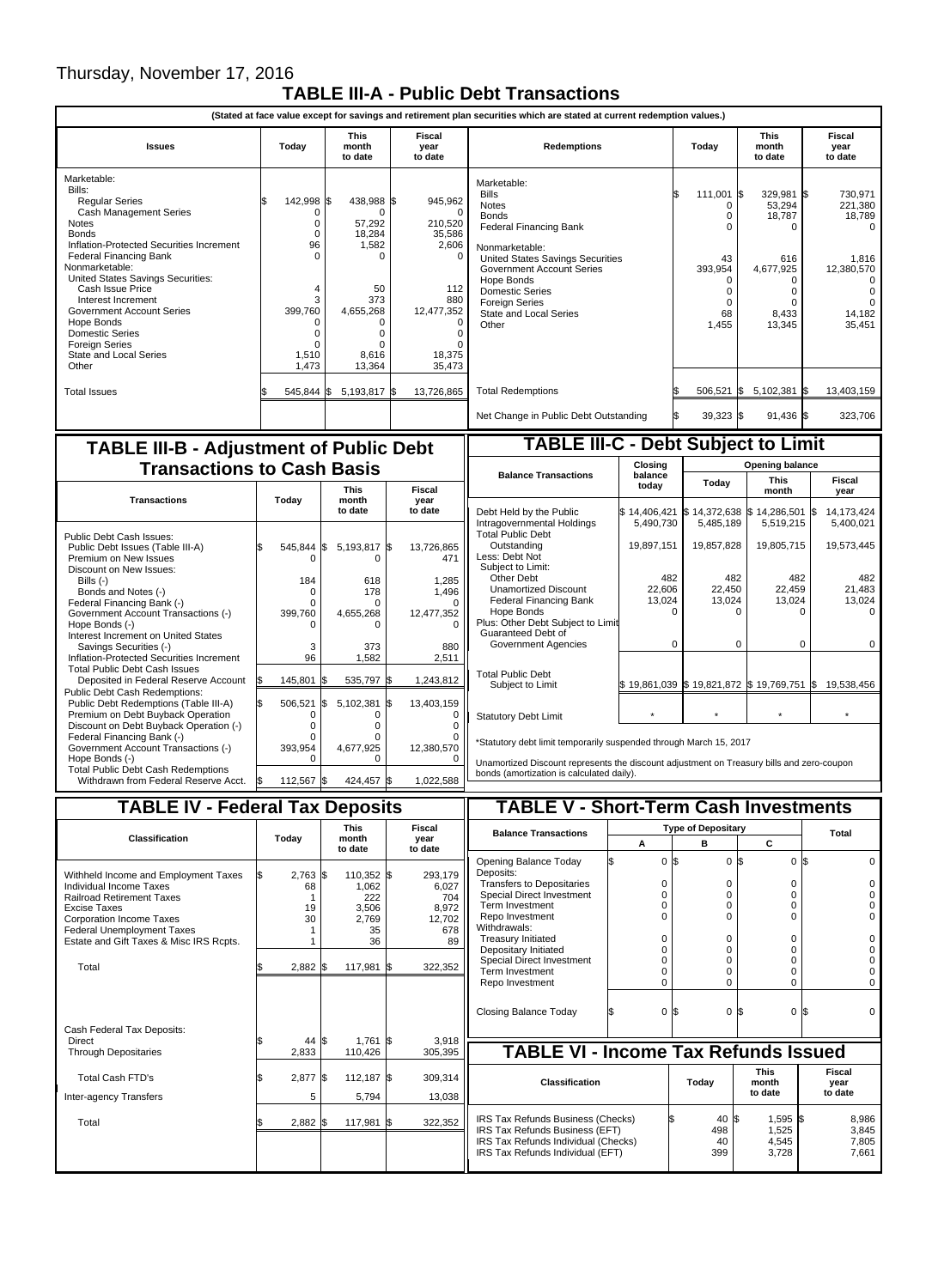Thursday, November 17, 2016

# TABLE III-A - Public Debt Transactions

(Stated at face value except for savings and retirement plan securities which are stated at current redemption values.)

| Issues | Today | This month to date | Fiscal year to date |
|---|---|---|---|
| Marketable: | | | |
| Bills: | | | |
| Regular Series | $ 142,998 | $ 438,988 | $ 945,962 |
| Cash Management Series | 0 | 0 | 0 |
| Notes | 0 | 57,292 | 210,520 |
| Bonds | 0 | 18,284 | 35,586 |
| Inflation-Protected Securities Increment | 96 | 1,582 | 2,606 |
| Federal Financing Bank | 0 | 0 | 0 |
| Nonmarketable: | | | |
| United States Savings Securities: | | | |
| Cash Issue Price | 4 | 50 | 112 |
| Interest Increment | 3 | 373 | 880 |
| Government Account Series | 399,760 | 4,655,268 | 12,477,352 |
| Hope Bonds | 0 | 0 | 0 |
| Domestic Series | 0 | 0 | 0 |
| Foreign Series | 0 | 0 | 0 |
| State and Local Series | 1,510 | 8,616 | 18,375 |
| Other | 1,473 | 13,364 | 35,473 |
| Total Issues | $ 545,844 | $ 5,193,817 | $ 13,726,865 |

| Redemptions | Today | This month to date | Fiscal year to date |
|---|---|---|---|
| Marketable: | | | |
| Bills | $ 111,001 | $ 329,981 | $ 730,971 |
| Notes | 0 | 53,294 | 221,380 |
| Bonds | 0 | 18,787 | 18,789 |
| Federal Financing Bank | 0 | 0 | 0 |
| Nonmarketable: | | | |
| United States Savings Securities | 43 | 616 | 1,816 |
| Government Account Series | 393,954 | 4,677,925 | 12,380,570 |
| Hope Bonds | 0 | 0 | 0 |
| Domestic Series | 0 | 0 | 0 |
| Foreign Series | 0 | 0 | 0 |
| State and Local Series | 68 | 8,433 | 14,182 |
| Other | 1,455 | 13,345 | 35,451 |
| Total Redemptions | $ 506,521 | $ 5,102,381 | $ 13,403,159 |
| Net Change in Public Debt Outstanding | $ 39,323 | $ 91,436 | $ 323,706 |

# TABLE III-B - Adjustment of Public Debt Transactions to Cash Basis

| Transactions | Today | This month to date | Fiscal year to date |
|---|---|---|---|
| Public Debt Cash Issues: | | | |
| Public Debt Issues (Table III-A) | $ 545,844 | $ 5,193,817 | $ 13,726,865 |
| Premium on New Issues | 0 | 0 | 471 |
| Discount on New Issues: | | | |
| Bills (-) | 184 | 618 | 1,285 |
| Bonds and Notes (-) | 0 | 178 | 1,496 |
| Federal Financing Bank (-) | 0 | 0 | 0 |
| Government Account Transactions (-) | 399,760 | 4,655,268 | 12,477,352 |
| Hope Bonds (-) | 0 | 0 | 0 |
| Interest Increment on United States Savings Securities (-) | 3 | 373 | 880 |
| Inflation-Protected Securities Increment | 96 | 1,582 | 2,511 |
| Total Public Debt Cash Issues Deposited in Federal Reserve Account | $ 145,801 | $ 535,797 | $ 1,243,812 |
| Public Debt Cash Redemptions: | | | |
| Public Debt Redemptions (Table III-A) | $ 506,521 | $ 5,102,381 | $ 13,403,159 |
| Premium on Debt Buyback Operation | 0 | 0 | 0 |
| Discount on Debt Buyback Operation (-) | 0 | 0 | 0 |
| Federal Financing Bank (-) | 0 | 0 | 0 |
| Government Account Transactions (-) | 393,954 | 4,677,925 | 12,380,570 |
| Hope Bonds (-) | 0 | 0 | 0 |
| Total Public Debt Cash Redemptions Withdrawn from Federal Reserve Acct. | $ 112,567 | $ 424,457 | $ 1,022,588 |

# TABLE III-C - Debt Subject to Limit

| Balance Transactions | Closing balance today | Opening balance Today | Opening balance This month | Opening balance Fiscal year |
|---|---|---|---|---|
| Debt Held by the Public | $ 14,406,421 | $ 14,372,638 | $ 14,286,501 | $ 14,173,424 |
| Intragovernmental Holdings | 5,490,730 | 5,485,189 | 5,519,215 | 5,400,021 |
| Total Public Debt Outstanding | 19,897,151 | 19,857,828 | 19,805,715 | 19,573,445 |
| Less: Debt Not Subject to Limit: | | | | |
| Other Debt | 482 | 482 | 482 | 482 |
| Unamortized Discount | 22,606 | 22,450 | 22,459 | 21,483 |
| Federal Financing Bank | 13,024 | 13,024 | 13,024 | 13,024 |
| Hope Bonds | 0 | 0 | 0 | 0 |
| Plus: Other Debt Subject to Limit | | | | |
| Guaranteed Debt of Government Agencies | 0 | 0 | 0 | 0 |
| Total Public Debt Subject to Limit | $ 19,861,039 | $ 19,821,872 | $ 19,769,751 | $ 19,538,456 |
| Statutory Debt Limit | * | * | * | * |

*Statutory debt limit temporarily suspended through March 15, 2017

Unamortized Discount represents the discount adjustment on Treasury bills and zero-coupon bonds (amortization is calculated daily).

# TABLE IV - Federal Tax Deposits

| Classification | Today | This month to date | Fiscal year to date |
|---|---|---|---|
| Withheld Income and Employment Taxes | $ 2,763 | $ 110,352 | $ 293,179 |
| Individual Income Taxes | 68 | 1,062 | 6,027 |
| Railroad Retirement Taxes | 1 | 222 | 704 |
| Excise Taxes | 19 | 3,506 | 8,972 |
| Corporation Income Taxes | 30 | 2,769 | 12,702 |
| Federal Unemployment Taxes | 1 | 35 | 678 |
| Estate and Gift Taxes & Misc IRS Rcpts. | 1 | 36 | 89 |
| Total | $ 2,882 | $ 117,981 | $ 322,352 |
| Cash Federal Tax Deposits: | | | |
| Direct | $ 44 | $ 1,761 | $ 3,918 |
| Through Depositaries | 2,833 | 110,426 | 305,395 |
| Total Cash FTD's | $ 2,877 | $ 112,187 | $ 309,314 |
| Inter-agency Transfers | 5 | 5,794 | 13,038 |
| Total | $ 2,882 | $ 117,981 | $ 322,352 |

# TABLE V - Short-Term Cash Investments

| Balance Transactions | Type of Depositary A | Type of Depositary B | Type of Depositary C | Total |
|---|---|---|---|---|
| Opening Balance Today | $ 0 | $ 0 | $ 0 | $ 0 |
| Deposits: | | | | |
| Transfers to Depositaries | 0 | 0 | 0 | 0 |
| Special Direct Investment | 0 | 0 | 0 | 0 |
| Term Investment | 0 | 0 | 0 | 0 |
| Repo Investment | 0 | 0 | 0 | 0 |
| Withdrawals: | | | | |
| Treasury Initiated | 0 | 0 | 0 | 0 |
| Depositary Initiated | 0 | 0 | 0 | 0 |
| Special Direct Investment | 0 | 0 | 0 | 0 |
| Term Investment | 0 | 0 | 0 | 0 |
| Repo Investment | 0 | 0 | 0 | 0 |
| Closing Balance Today | $ 0 | $ 0 | $ 0 | $ 0 |

# TABLE VI - Income Tax Refunds Issued

| Classification | Today | This month to date | Fiscal year to date |
|---|---|---|---|
| IRS Tax Refunds Business (Checks) | $ 40 | $ 1,595 | $ 8,986 |
| IRS Tax Refunds Business (EFT) | 498 | 1,525 | 3,845 |
| IRS Tax Refunds Individual (Checks) | 40 | 4,545 | 7,805 |
| IRS Tax Refunds Individual (EFT) | 399 | 3,728 | 7,661 |